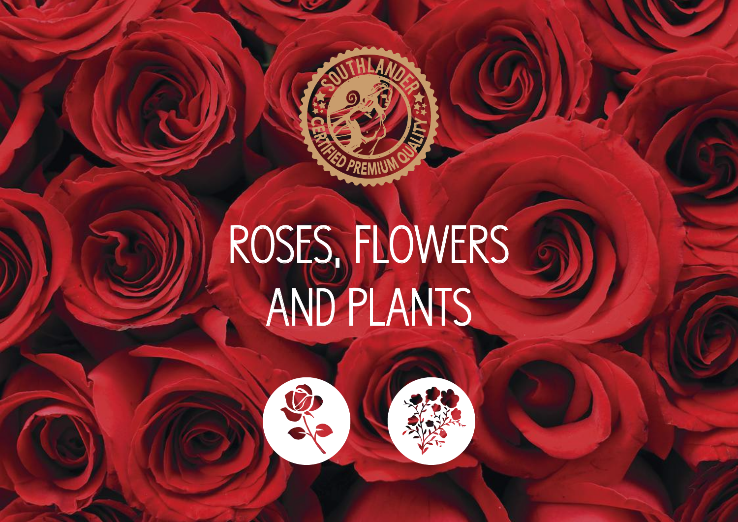# ROSES, FLOWERS AND PLANTS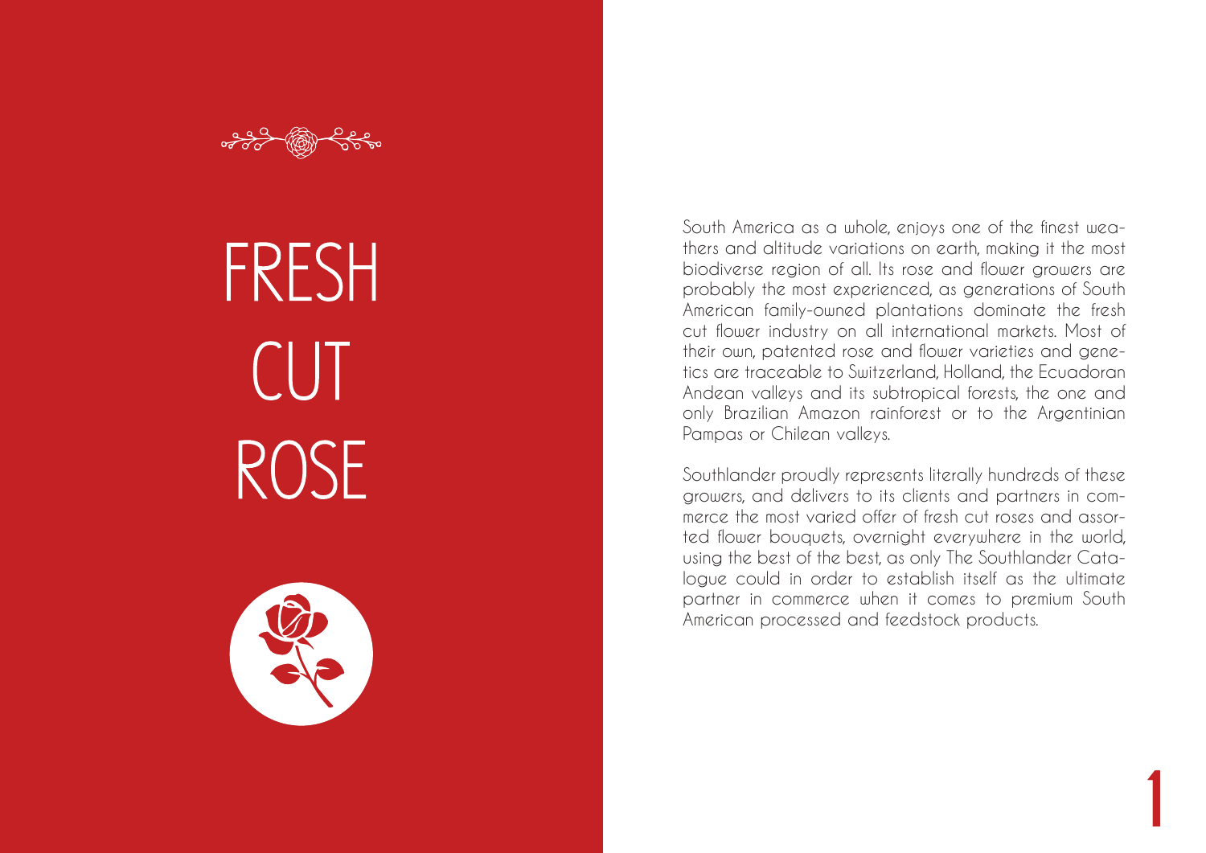# FRESH CUT ROSE

South America as a whole, enjoys one of the finest weathers and altitude variations on earth, making it the most biodiverse region of all. Its rose and flower growers are probably the most experienced, as generations of South American family-owned plantations dominate the fresh cut flower industry on all international markets. Most of their own, patented rose and flower varieties and genetics are traceable to Switzerland, Holland, the Ecuadoran Andean valleys and its subtropical forests, the one and only Brazilian Amazon rainforest or to the Argentinian Pampas or Chilean valleys.

Southlander proudly represents literally hundreds of these growers, and delivers to its clients and partners in commerce the most varied offer of fresh cut roses and assorted flower bouquets, overnight everywhere in the world, using the best of the best, as only The Southlander Catalogue could in order to establish itself as the ultimate partner in commerce when it comes to premium South American processed and feedstock products.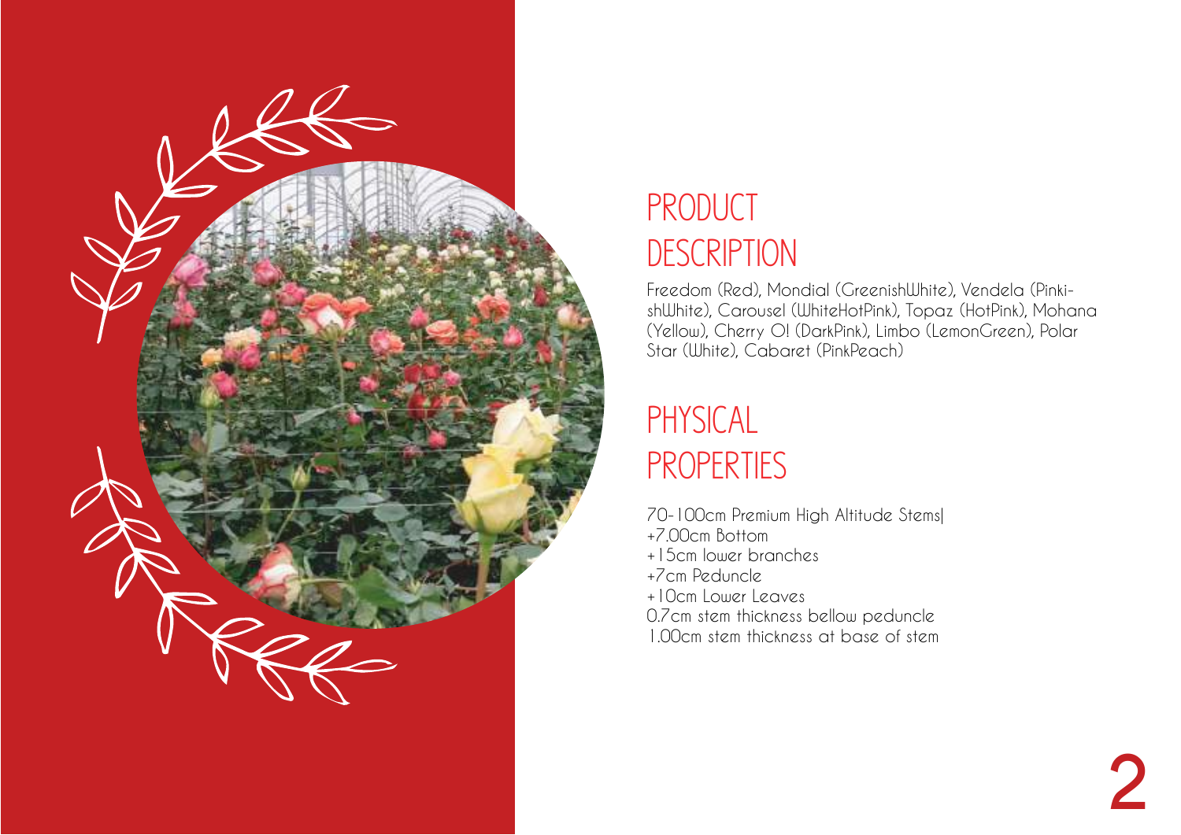# PRODUCT DESCRIPTION

Freedom (Red), Mondial (GreenishWhite), Vendela (PinkishWhite), Carousel (WhiteHotPink), Topaz (HotPink), Mohana (Yellow), Cherry O! (DarkPink), Limbo (LemonGreen), Polar Star (White), Cabaret (PinkPeach)

# PHYSICAL PROPERTIES

70-100cm Premium High Altitude Stems|
+7.00cm Bottom
+15cm lower branches
+7cm Peduncle
+10cm Lower Leaves
0.7cm stem thickness bellow peduncle
1.00cm stem thickness at base of stem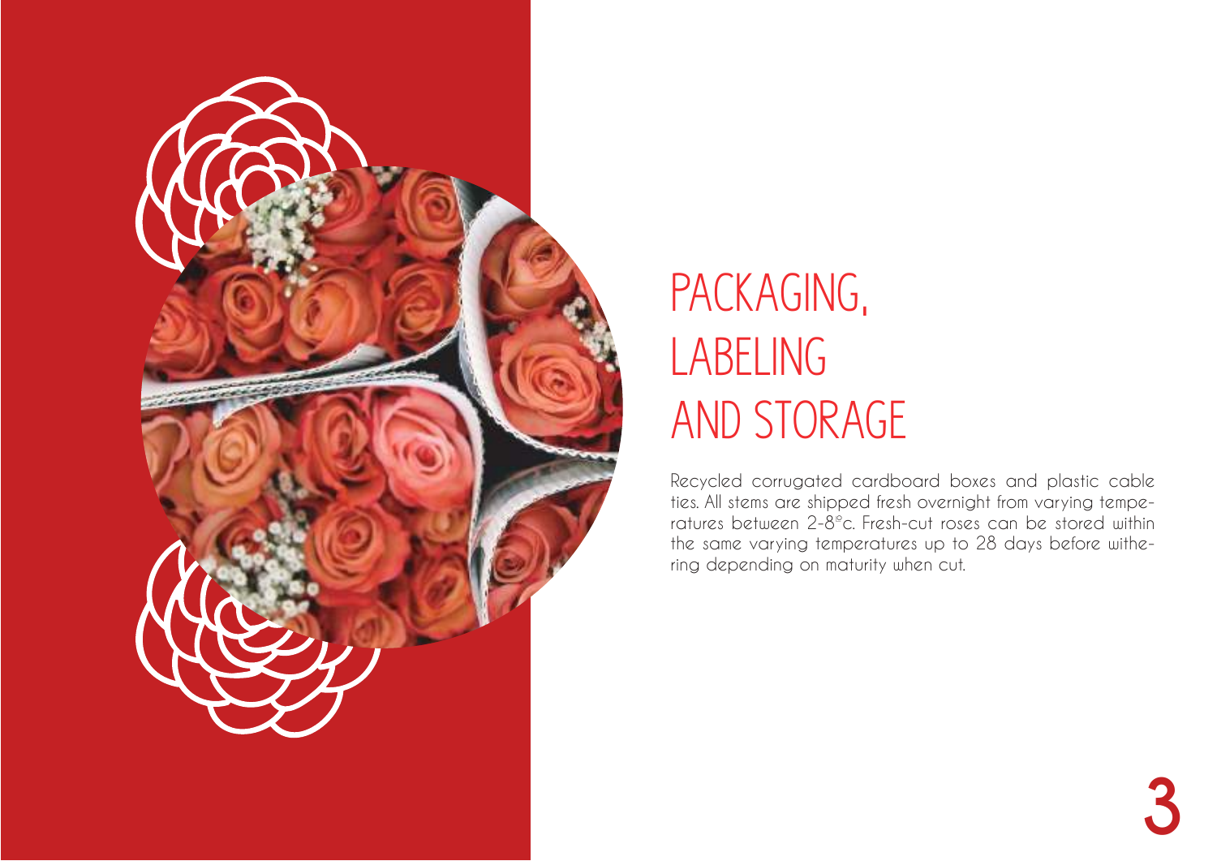# PACKAGING, LABELING AND STORAGE

Recycled corrugated cardboard boxes and plastic cable ties. All stems are shipped fresh overnight from varying temperatures between 2-8°c. Fresh-cut roses can be stored within the same varying temperatures up to 28 days before withering depending on maturity when cut.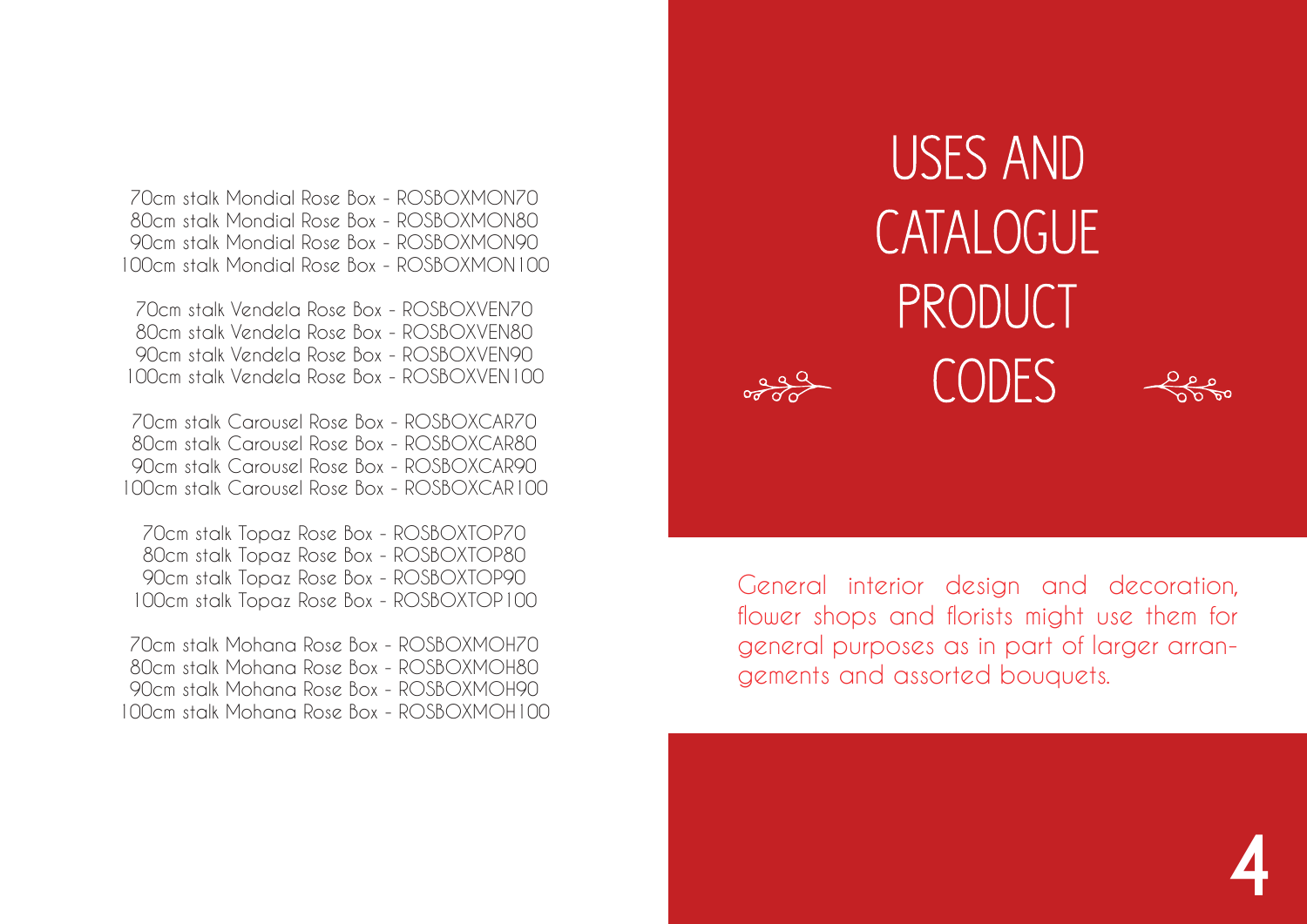# USES AND CATALOGUE PRODUCT CODES

General interior design and decoration, flower shops and florists might use them for general purposes as in part of larger arrangements and assorted bouquets.

70cm stalk Mondial Rose Box - ROSBOXMON70
80cm stalk Mondial Rose Box - ROSBOXMON80
90cm stalk Mondial Rose Box - ROSBOXMON90
100cm stalk Mondial Rose Box - ROSBOXMON100

70cm stalk Vendela Rose Box - ROSBOXVEN70
80cm stalk Vendela Rose Box - ROSBOXVEN80
90cm stalk Vendela Rose Box - ROSBOXVEN90
100cm stalk Vendela Rose Box - ROSBOXVEN100

70cm stalk Carousel Rose Box - ROSBOXCAR70
80cm stalk Carousel Rose Box - ROSBOXCAR80
90cm stalk Carousel Rose Box - ROSBOXCAR90
100cm stalk Carousel Rose Box - ROSBOXCAR100

70cm stalk Topaz Rose Box - ROSBOXTOP70
80cm stalk Topaz Rose Box - ROSBOXTOP80
90cm stalk Topaz Rose Box - ROSBOXTOP90
100cm stalk Topaz Rose Box - ROSBOXTOP100

70cm stalk Mohana Rose Box - ROSBOXMOH70
80cm stalk Mohana Rose Box - ROSBOXMOH80
90cm stalk Mohana Rose Box - ROSBOXMOH90
100cm stalk Mohana Rose Box - ROSBOXMOH100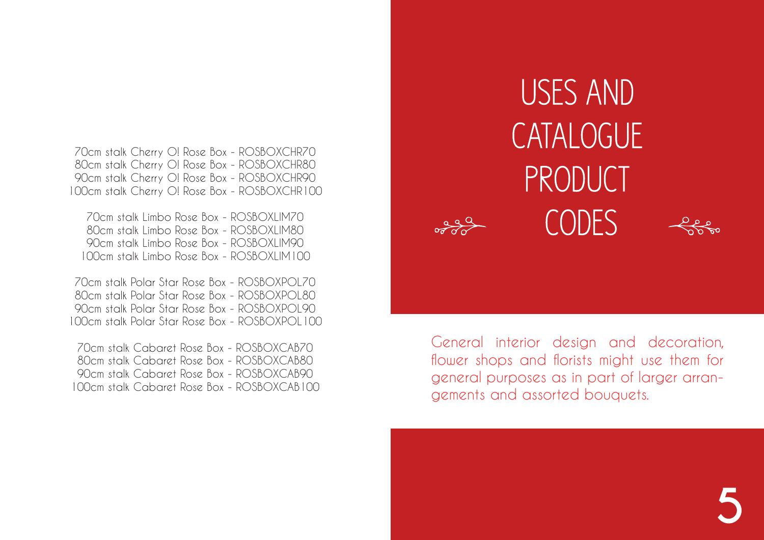# USES AND CATALOGUE PRODUCT CODES

General interior design and decoration, flower shops and florists might use them for general purposes as in part of larger arrangements and assorted bouquets.

70cm stalk Cherry O! Rose Box - ROSBOXCHR70
80cm stalk Cherry O! Rose Box - ROSBOXCHR80
90cm stalk Cherry O! Rose Box - ROSBOXCHR90
100cm stalk Cherry O! Rose Box - ROSBOXCHR100

70cm stalk Limbo Rose Box - ROSBOXLIM70
80cm stalk Limbo Rose Box - ROSBOXLIM80
90cm stalk Limbo Rose Box - ROSBOXLIM90
100cm stalk Limbo Rose Box - ROSBOXLIM100

70cm stalk Polar Star Rose Box - ROSBOXPOL70
80cm stalk Polar Star Rose Box - ROSBOXPOL80
90cm stalk Polar Star Rose Box - ROSBOXPOL90
100cm stalk Polar Star Rose Box - ROSBOXPOL100

70cm stalk Cabaret Rose Box - ROSBOXCAB70
80cm stalk Cabaret Rose Box - ROSBOXCAB80
90cm stalk Cabaret Rose Box - ROSBOXCAB90
100cm stalk Cabaret Rose Box - ROSBOXCAB100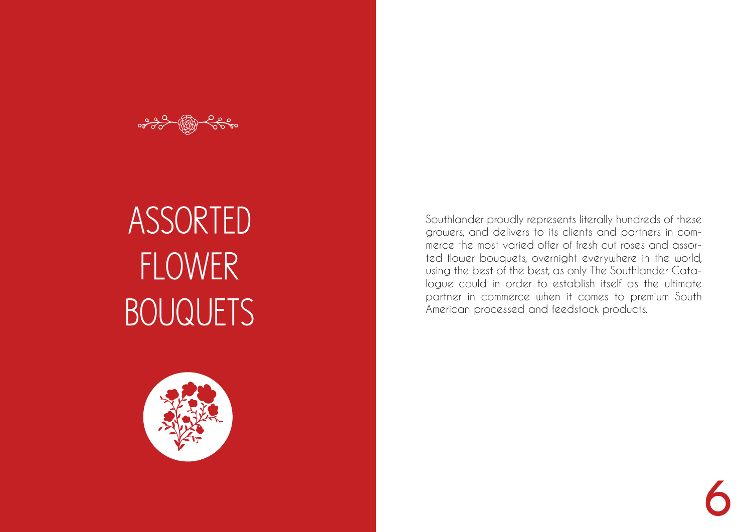# ASSORTED FLOWER BOUQUETS

Southlander proudly represents literally hundreds of these growers, and delivers to its clients and partners in commerce the most varied offer of fresh cut roses and assorted flower bouquets, overnight everywhere in the world, using the best of the best, as only The Southlander Catalogue could in order to establish itself as the ultimate partner in commerce when it comes to premium South American processed and feedstock products.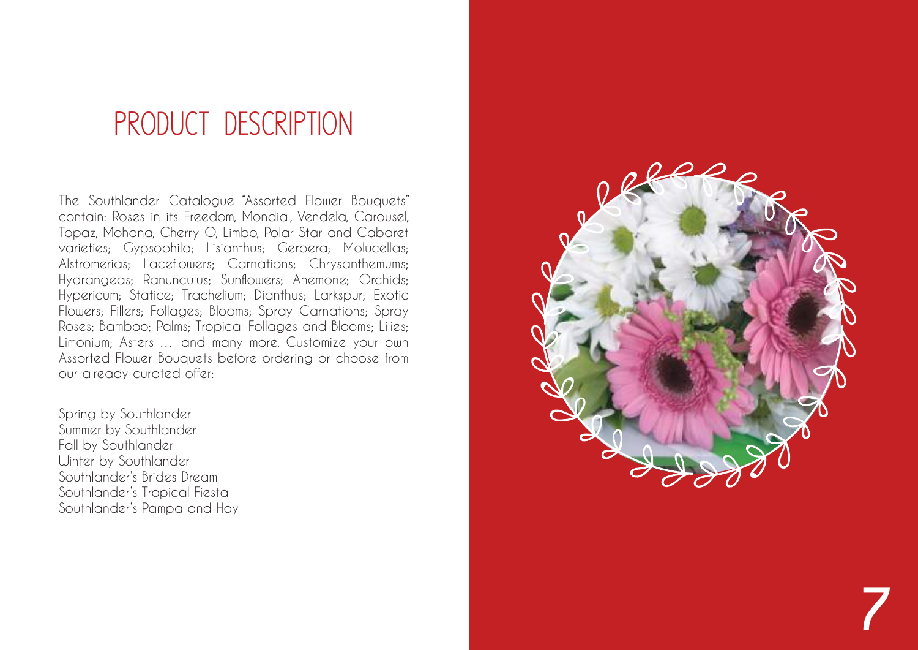# PRODUCT DESCRIPTION

The Southlander Catalogue "Assorted Flower Bouquets" contain: Roses in its Freedom, Mondial, Vendela, Carousel, Topaz, Mohana, Cherry O, Limbo, Polar Star and Cabaret varieties; Gypsophila; Lisianthus; Gerbera; Molucellas; Alstromerias; Laceflowers; Carnations; Chrysanthemums; Hydrangeas; Ranunculus; Sunflowers; Anemone; Orchids; Hypericum; Statice; Trachelium; Dianthus; Larkspur; Exotic Flowers; Fillers; Follages; Blooms; Spray Carnations; Spray Roses; Bamboo; Palms; Tropical Follages and Blooms; Lilies; Limonium; Asters … and many more. Customize your own Assorted Flower Bouquets before ordering or choose from our already curated offer:

Spring by Southlander
Summer by Southlander
Fall by Southlander
Winter by Southlander
Southlander's Brides Dream
Southlander's Tropical Fiesta
Southlander's Pampa and Hay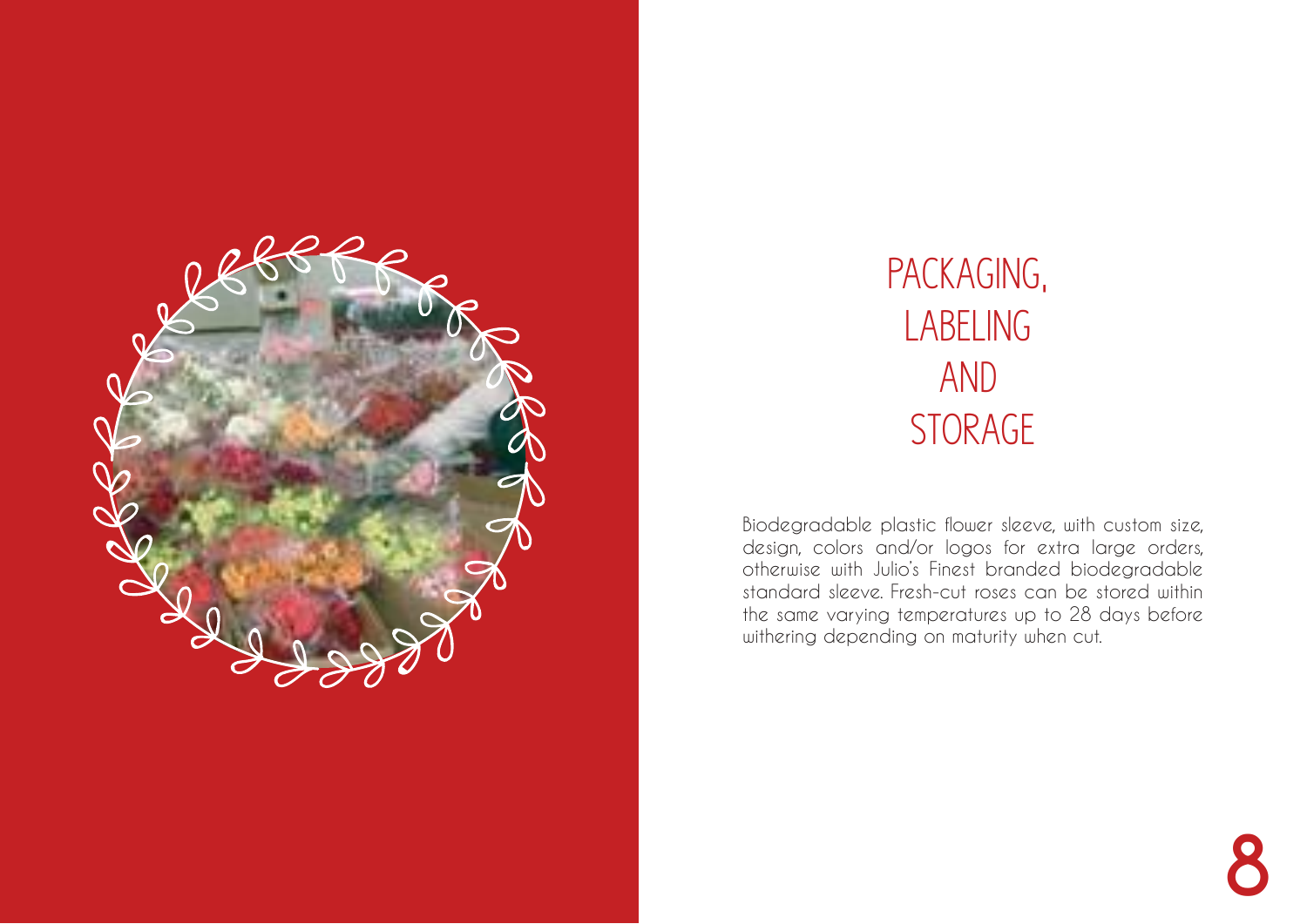# PACKAGING, LABELING AND STORAGE

Biodegradable plastic flower sleeve, with custom size, design, colors and/or logos for extra large orders, otherwise with Julio's Finest branded biodegradable standard sleeve. Fresh-cut roses can be stored within the same varying temperatures up to 28 days before withering depending on maturity when cut.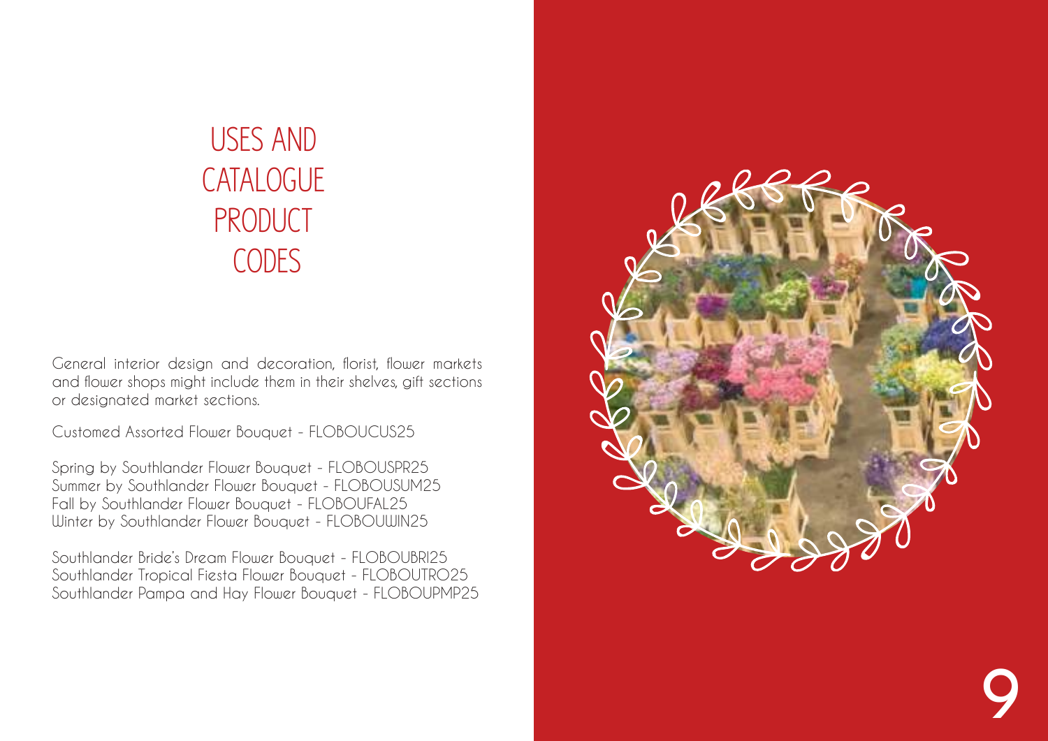# USES AND CATALOGUE PRODUCT CODES

General interior design and decoration, florist, flower markets and flower shops might include them in their shelves, gift sections or designated market sections.

Customed Assorted Flower Bouquet - FLOBOUCUS25

Spring by Southlander Flower Bouquet - FLOBOUSPR25
Summer by Southlander Flower Bouquet - FLOBOUSUM25
Fall by Southlander Flower Bouquet - FLOBOUFAL25
Winter by Southlander Flower Bouquet - FLOBOUWIN25

Southlander Bride's Dream Flower Bouquet - FLOBOUBRI25
Southlander Tropical Fiesta Flower Bouquet - FLOBOUTRO25
Southlander Pampa and Hay Flower Bouquet - FLOBOUPMP25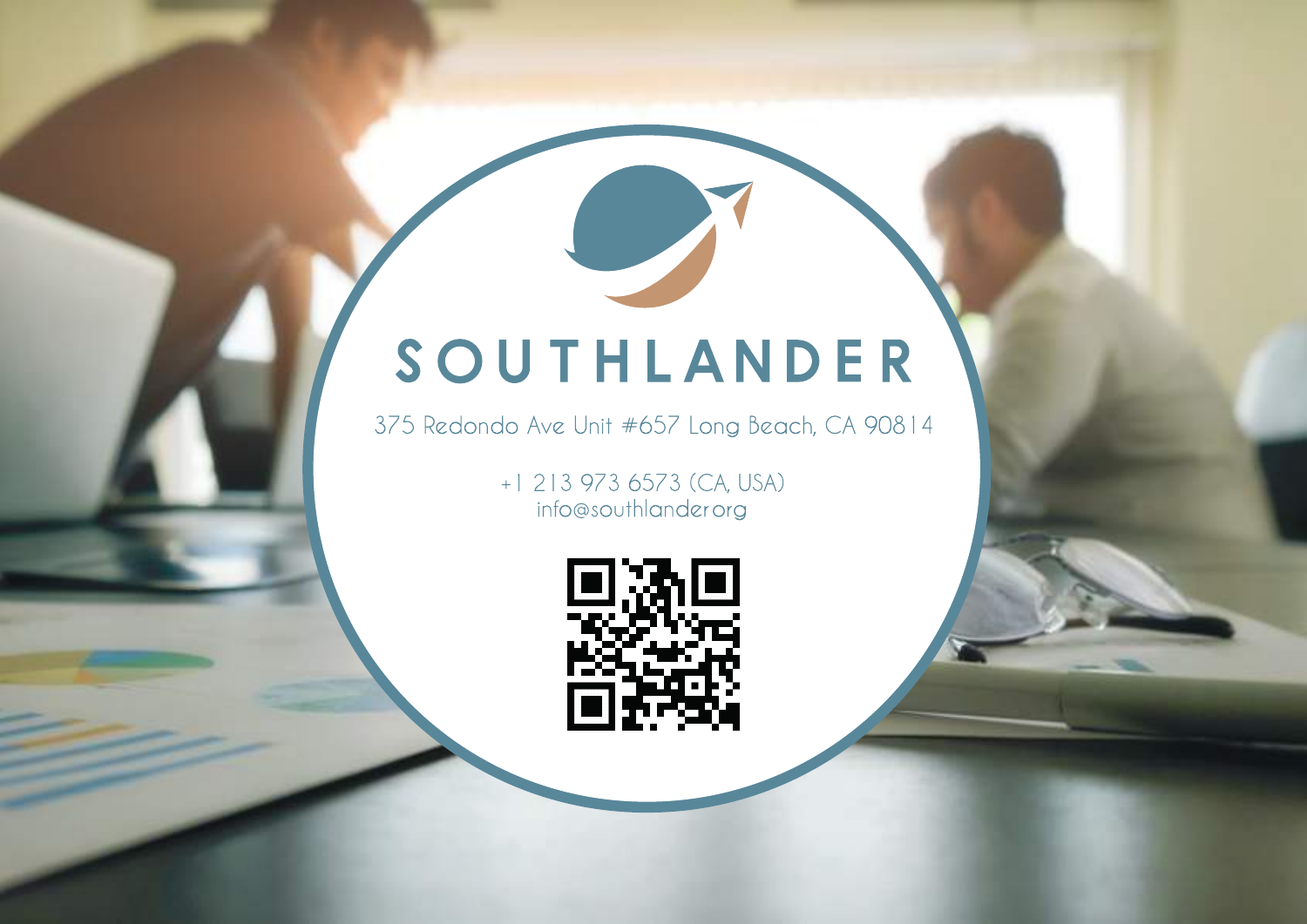# SOUTHLANDER

375 Redondo Ave Unit #657 Long Beach, CA 90814

+1 213 973 6573 (CA, USA)
info@southlander.org